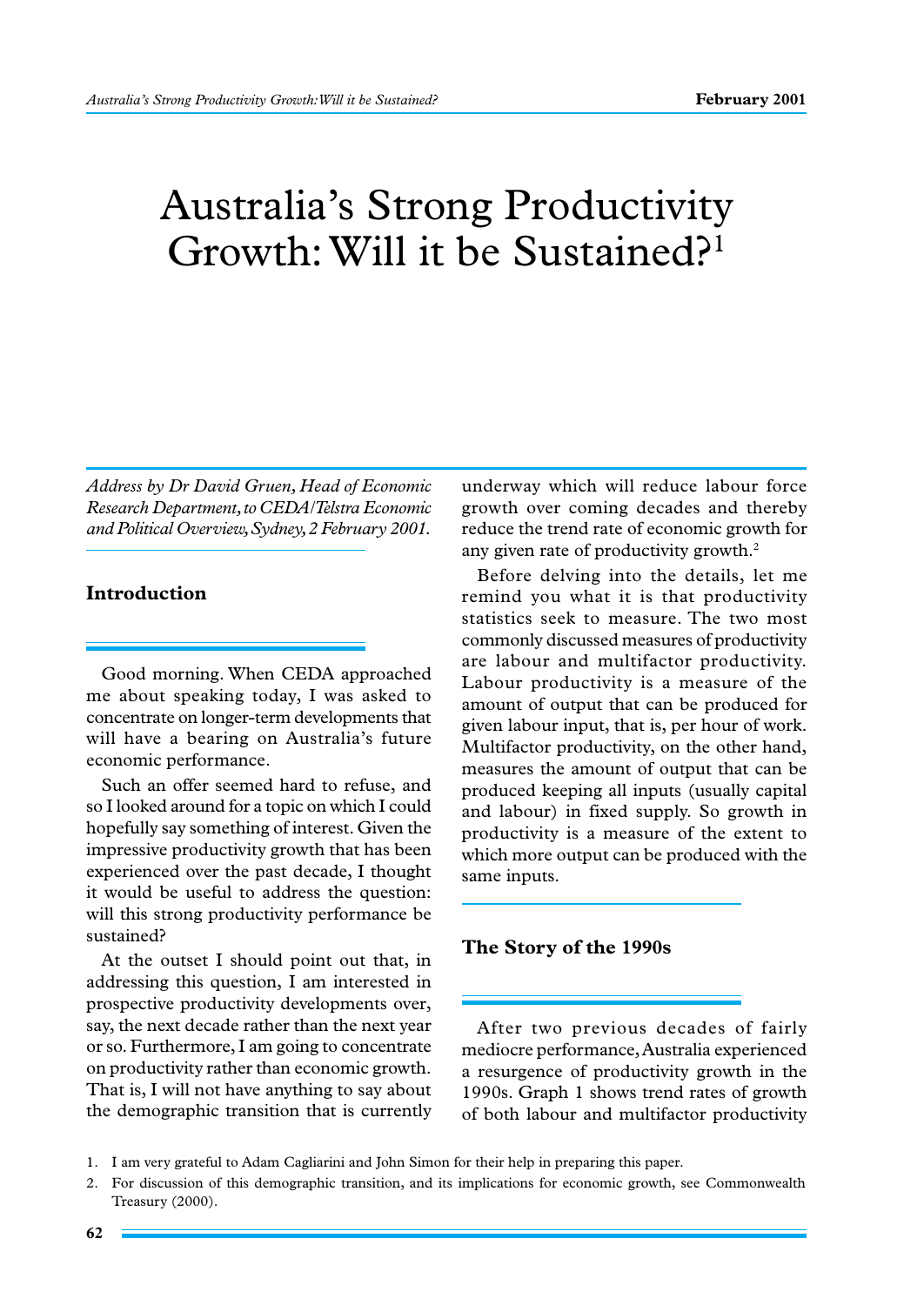# Australia's Strong Productivity Growth: Will it be Sustained?[1]

*Address by Dr David Gruen, Head of Economic Research Department, to CEDA/Telstra Economic and Political Overview, Sydney, 2 February 2001.*

## Introduction

Good morning. When CEDA approached me about speaking today, I was asked to concentrate on longer-term developments that will have a bearing on Australia's future economic performance.

Such an offer seemed hard to refuse, and so I looked around for a topic on which I could hopefully say something of interest. Given the impressive productivity growth that has been experienced over the past decade, I thought it would be useful to address the question: will this strong productivity performance be sustained?

At the outset I should point out that, in addressing this question, I am interested in prospective productivity developments over, say, the next decade rather than the next year or so. Furthermore, I am going to concentrate on productivity rather than economic growth. That is, I will not have anything to say about the demographic transition that is currently underway which will reduce labour force growth over coming decades and thereby reduce the trend rate of economic growth for any given rate of productivity growth.[2]

Before delving into the details, let me remind you what it is that productivity statistics seek to measure. The two most commonly discussed measures of productivity are labour and multifactor productivity. Labour productivity is a measure of the amount of output that can be produced for given labour input, that is, per hour of work. Multifactor productivity, on the other hand, measures the amount of output that can be produced keeping all inputs (usually capital and labour) in fixed supply. So growth in productivity is a measure of the extent to which more output can be produced with the same inputs.

## The Story of the 1990s

After two previous decades of fairly mediocre performance, Australia experienced a resurgence of productivity growth in the 1990s. Graph 1 shows trend rates of growth of both labour and multifactor productivity

1. I am very grateful to Adam Cagliarini and John Simon for their help in preparing this paper.
2. For discussion of this demographic transition, and its implications for economic growth, see Commonwealth Treasury (2000).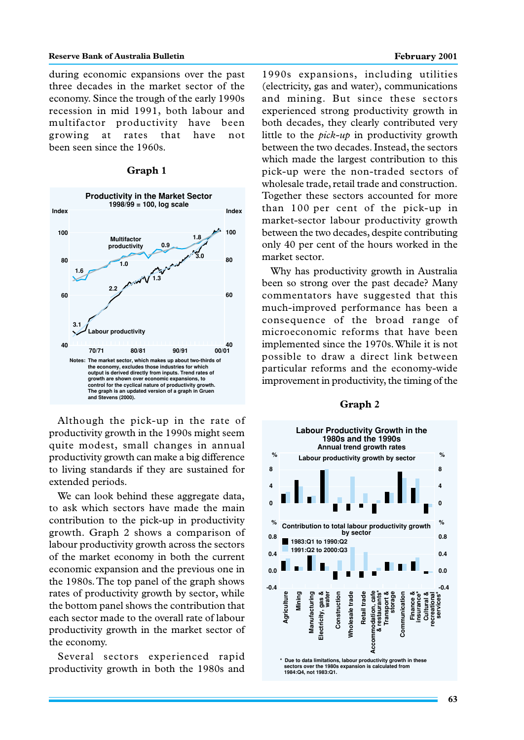during economic expansions over the past three decades in the market sector of the economy. Since the trough of the early 1990s recession in mid 1991, both labour and multifactor productivity have been growing at rates that have not been seen since the 1960s.

**Graph 1**

**Productivity in the Market Sector**
1998/99 = 100, log scale

Notes: The market sector, which makes up about two-thirds of the economy, excludes those industries for which output is derived directly from inputs. Trend rates of growth are shown over economic expansions, to control for the cyclical nature of productivity growth. The graph is an updated version of a graph in Gruen and Stevens (2000).

Although the pick-up in the rate of productivity growth in the 1990s might seem quite modest, small changes in annual productivity growth can make a big difference to living standards if they are sustained for extended periods.

We can look behind these aggregate data, to ask which sectors have made the main contribution to the pick-up in productivity growth. Graph 2 shows a comparison of labour productivity growth across the sectors of the market economy in both the current economic expansion and the previous one in the 1980s. The top panel of the graph shows rates of productivity growth by sector, while the bottom panel shows the contribution that each sector made to the overall rate of labour productivity growth in the market sector of the economy.

Several sectors experienced rapid productivity growth in both the 1980s and 1990s expansions, including utilities (electricity, gas and water), communications and mining. But since these sectors experienced strong productivity growth in both decades, they clearly contributed very little to the *pick-up* in productivity growth between the two decades. Instead, the sectors which made the largest contribution to this pick-up were the non-traded sectors of wholesale trade, retail trade and construction. Together these sectors accounted for more than 100 per cent of the pick-up in market-sector labour productivity growth between the two decades, despite contributing only 40 per cent of the hours worked in the market sector.

Why has productivity growth in Australia been so strong over the past decade? Many commentators have suggested that this much-improved performance has been a consequence of the broad range of microeconomic reforms that have been implemented since the 1970s. While it is not possible to draw a direct link between particular reforms and the economy-wide improvement in productivity, the timing of the

**Graph 2**

**Labour Productivity Growth in the 1980s and the 1990s**
Annual trend growth rates

\* Due to data limitations, labour productivity growth in these sectors over the 1980s expansion is calculated from 1984:Q4, not 1983:Q1.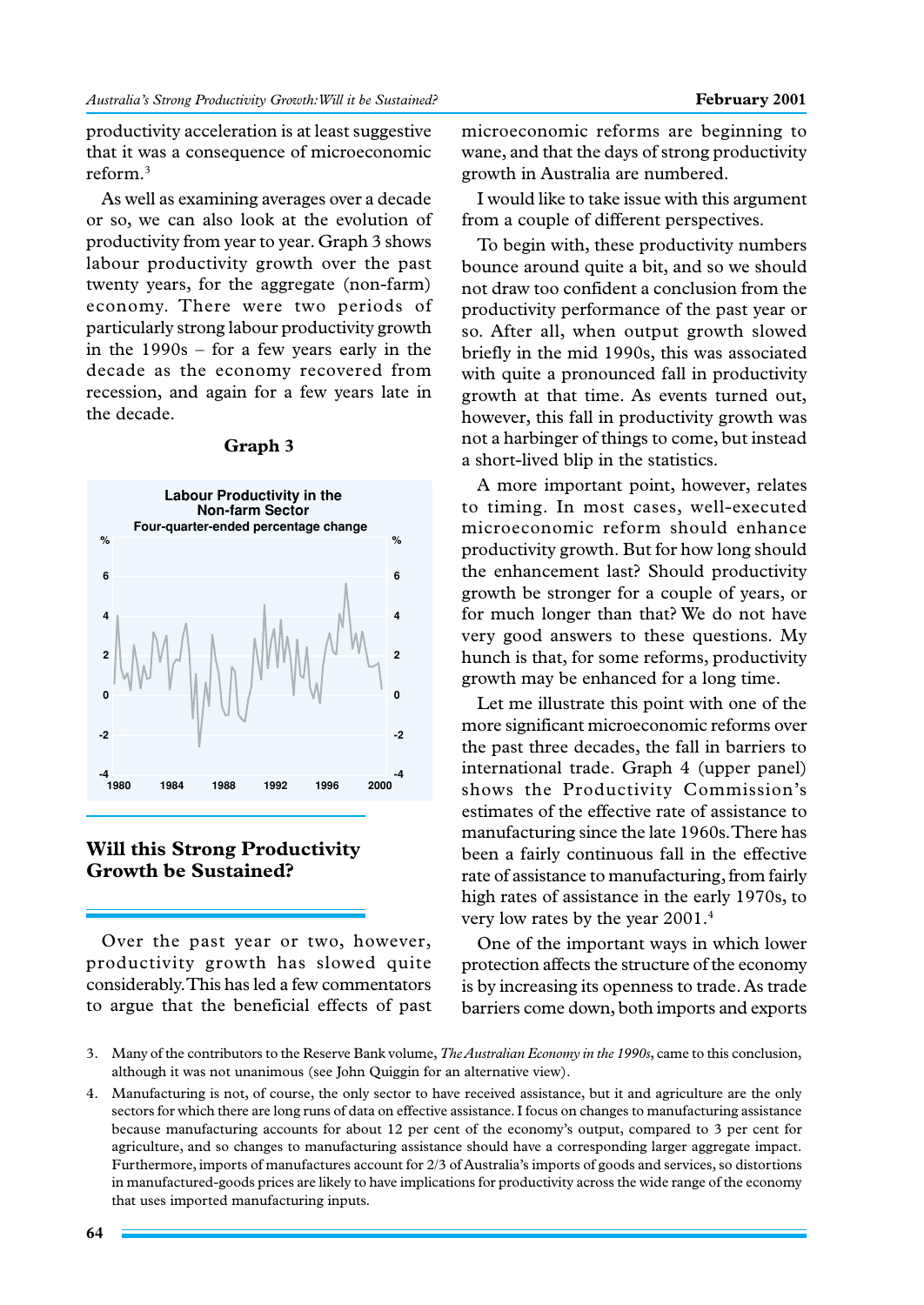productivity acceleration is at least suggestive that it was a consequence of microeconomic reform.[3]

As well as examining averages over a decade or so, we can also look at the evolution of productivity from year to year. Graph 3 shows labour productivity growth over the past twenty years, for the aggregate (non-farm) economy. There were two periods of particularly strong labour productivity growth in the 1990s – for a few years early in the decade as the economy recovered from recession, and again for a few years late in the decade.

**Graph 3**

**Labour Productivity in the Non-farm Sector**
**Four-quarter-ended percentage change**

## Will this Strong Productivity Growth be Sustained?

Over the past year or two, however, productivity growth has slowed quite considerably. This has led a few commentators to argue that the beneficial effects of past microeconomic reforms are beginning to wane, and that the days of strong productivity growth in Australia are numbered.

I would like to take issue with this argument from a couple of different perspectives.

To begin with, these productivity numbers bounce around quite a bit, and so we should not draw too confident a conclusion from the productivity performance of the past year or so. After all, when output growth slowed briefly in the mid 1990s, this was associated with quite a pronounced fall in productivity growth at that time. As events turned out, however, this fall in productivity growth was not a harbinger of things to come, but instead a short-lived blip in the statistics.

A more important point, however, relates to timing. In most cases, well-executed microeconomic reform should enhance productivity growth. But for how long should the enhancement last? Should productivity growth be stronger for a couple of years, or for much longer than that? We do not have very good answers to these questions. My hunch is that, for some reforms, productivity growth may be enhanced for a long time.

Let me illustrate this point with one of the more significant microeconomic reforms over the past three decades, the fall in barriers to international trade. Graph 4 (upper panel) shows the Productivity Commission's estimates of the effective rate of assistance to manufacturing since the late 1960s. There has been a fairly continuous fall in the effective rate of assistance to manufacturing, from fairly high rates of assistance in the early 1970s, to very low rates by the year 2001.[4]

One of the important ways in which lower protection affects the structure of the economy is by increasing its openness to trade. As trade barriers come down, both imports and exports

3. Many of the contributors to the Reserve Bank volume, *The Australian Economy in the 1990s*, came to this conclusion, although it was not unanimous (see John Quiggin for an alternative view).

4. Manufacturing is not, of course, the only sector to have received assistance, but it and agriculture are the only sectors for which there are long runs of data on effective assistance. I focus on changes to manufacturing assistance because manufacturing accounts for about 12 per cent of the economy's output, compared to 3 per cent for agriculture, and so changes to manufacturing assistance should have a corresponding larger aggregate impact. Furthermore, imports of manufactures account for 2/3 of Australia's imports of goods and services, so distortions in manufactured-goods prices are likely to have implications for productivity across the wide range of the economy that uses imported manufacturing inputs.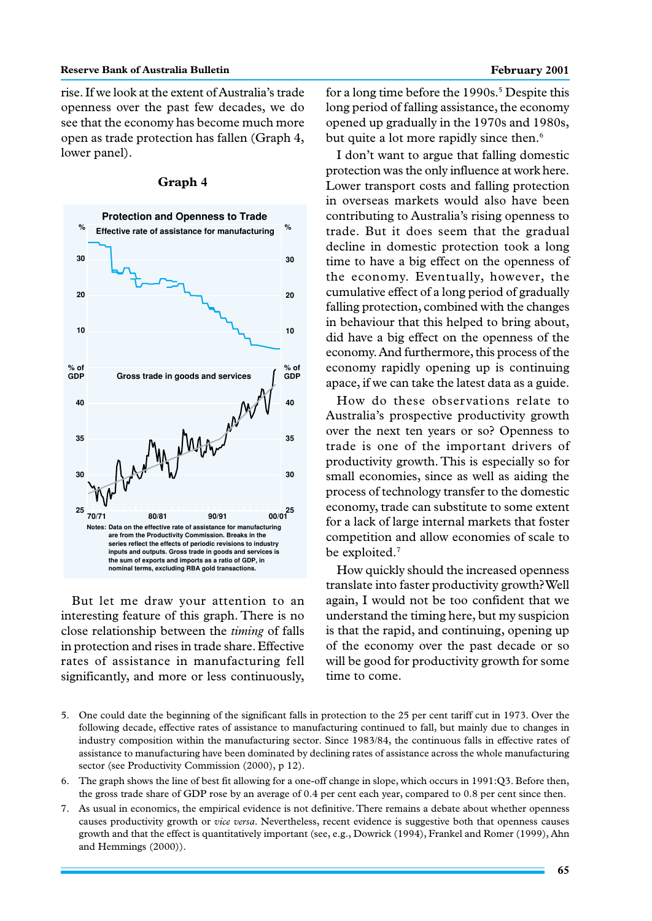rise. If we look at the extent of Australia's trade openness over the past few decades, we do see that the economy has become much more open as trade protection has fallen (Graph 4, lower panel).

**Graph 4**

**Protection and Openness to Trade**

Notes: Data on the effective rate of assistance for manufacturing are from the Productivity Commission. Breaks in the series reflect the effects of periodic revisions to industry inputs and outputs. Gross trade in goods and services is the sum of exports and imports as a ratio of GDP, in nominal terms, excluding RBA gold transactions.

But let me draw your attention to an interesting feature of this graph. There is no close relationship between the *timing* of falls in protection and rises in trade share. Effective rates of assistance in manufacturing fell significantly, and more or less continuously, for a long time before the 1990s.[5] Despite this long period of falling assistance, the economy opened up gradually in the 1970s and 1980s, but quite a lot more rapidly since then.[6]

I don't want to argue that falling domestic protection was the only influence at work here. Lower transport costs and falling protection in overseas markets would also have been contributing to Australia's rising openness to trade. But it does seem that the gradual decline in domestic protection took a long time to have a big effect on the openness of the economy. Eventually, however, the cumulative effect of a long period of gradually falling protection, combined with the changes in behaviour that this helped to bring about, did have a big effect on the openness of the economy. And furthermore, this process of the economy rapidly opening up is continuing apace, if we can take the latest data as a guide.

How do these observations relate to Australia's prospective productivity growth over the next ten years or so? Openness to trade is one of the important drivers of productivity growth. This is especially so for small economies, since as well as aiding the process of technology transfer to the domestic economy, trade can substitute to some extent for a lack of large internal markets that foster competition and allow economies of scale to be exploited.[7]

How quickly should the increased openness translate into faster productivity growth? Well again, I would not be too confident that we understand the timing here, but my suspicion is that the rapid, and continuing, opening up of the economy over the past decade or so will be good for productivity growth for some time to come.

5. One could date the beginning of the significant falls in protection to the 25 per cent tariff cut in 1973. Over the following decade, effective rates of assistance to manufacturing continued to fall, but mainly due to changes in industry composition within the manufacturing sector. Since 1983/84, the continuous falls in effective rates of assistance to manufacturing have been dominated by declining rates of assistance across the whole manufacturing sector (see Productivity Commission (2000), p 12).

6. The graph shows the line of best fit allowing for a one-off change in slope, which occurs in 1991:Q3. Before then, the gross trade share of GDP rose by an average of 0.4 per cent each year, compared to 0.8 per cent since then.

7. As usual in economics, the empirical evidence is not definitive. There remains a debate about whether openness causes productivity growth or *vice versa*. Nevertheless, recent evidence is suggestive both that openness causes growth and that the effect is quantitatively important (see, e.g., Dowrick (1994), Frankel and Romer (1999), Ahn and Hemmings (2000)).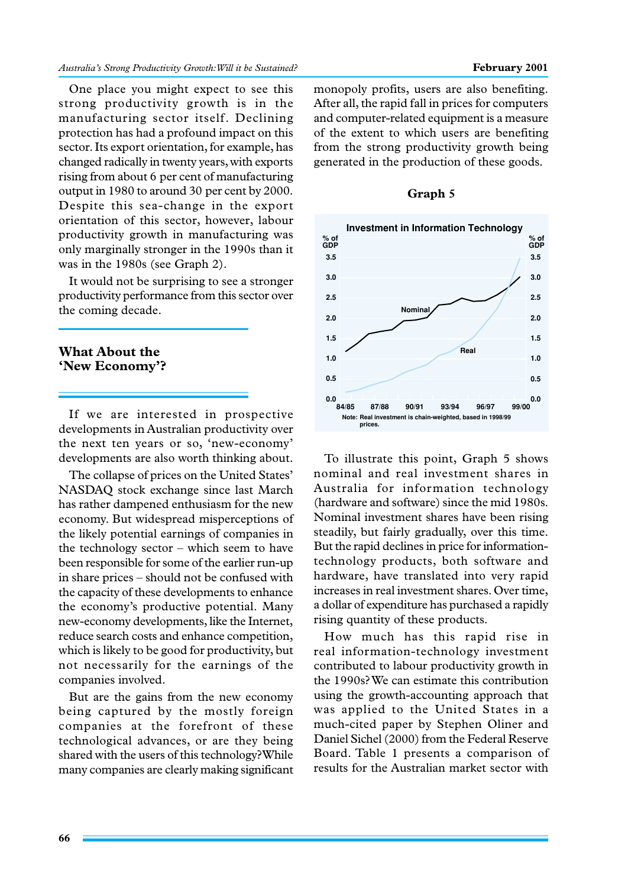One place you might expect to see this strong productivity growth is in the manufacturing sector itself. Declining protection has had a profound impact on this sector. Its export orientation, for example, has changed radically in twenty years, with exports rising from about 6 per cent of manufacturing output in 1980 to around 30 per cent by 2000. Despite this sea-change in the export orientation of this sector, however, labour productivity growth in manufacturing was only marginally stronger in the 1990s than it was in the 1980s (see Graph 2).

It would not be surprising to see a stronger productivity performance from this sector over the coming decade.

## What About the 'New Economy'?

If we are interested in prospective developments in Australian productivity over the next ten years or so, 'new-economy' developments are also worth thinking about.

The collapse of prices on the United States' NASDAQ stock exchange since last March has rather dampened enthusiasm for the new economy. But widespread misperceptions of the likely potential earnings of companies in the technology sector – which seem to have been responsible for some of the earlier run-up in share prices – should not be confused with the capacity of these developments to enhance the economy's productive potential. Many new-economy developments, like the Internet, reduce search costs and enhance competition, which is likely to be good for productivity, but not necessarily for the earnings of the companies involved.

But are the gains from the new economy being captured by the mostly foreign companies at the forefront of these technological advances, or are they being shared with the users of this technology? While many companies are clearly making significant monopoly profits, users are also benefiting. After all, the rapid fall in prices for computers and computer-related equipment is a measure of the extent to which users are benefiting from the strong productivity growth being generated in the production of these goods.

**Graph 5**

**Investment in Information Technology**

Note: Real investment is chain-weighted, based in 1998/99 prices.

To illustrate this point, Graph 5 shows nominal and real investment shares in Australia for information technology (hardware and software) since the mid 1980s. Nominal investment shares have been rising steadily, but fairly gradually, over this time. But the rapid declines in price for information-technology products, both software and hardware, have translated into very rapid increases in real investment shares. Over time, a dollar of expenditure has purchased a rapidly rising quantity of these products.

How much has this rapid rise in real information-technology investment contributed to labour productivity growth in the 1990s? We can estimate this contribution using the growth-accounting approach that was applied to the United States in a much-cited paper by Stephen Oliner and Daniel Sichel (2000) from the Federal Reserve Board. Table 1 presents a comparison of results for the Australian market sector with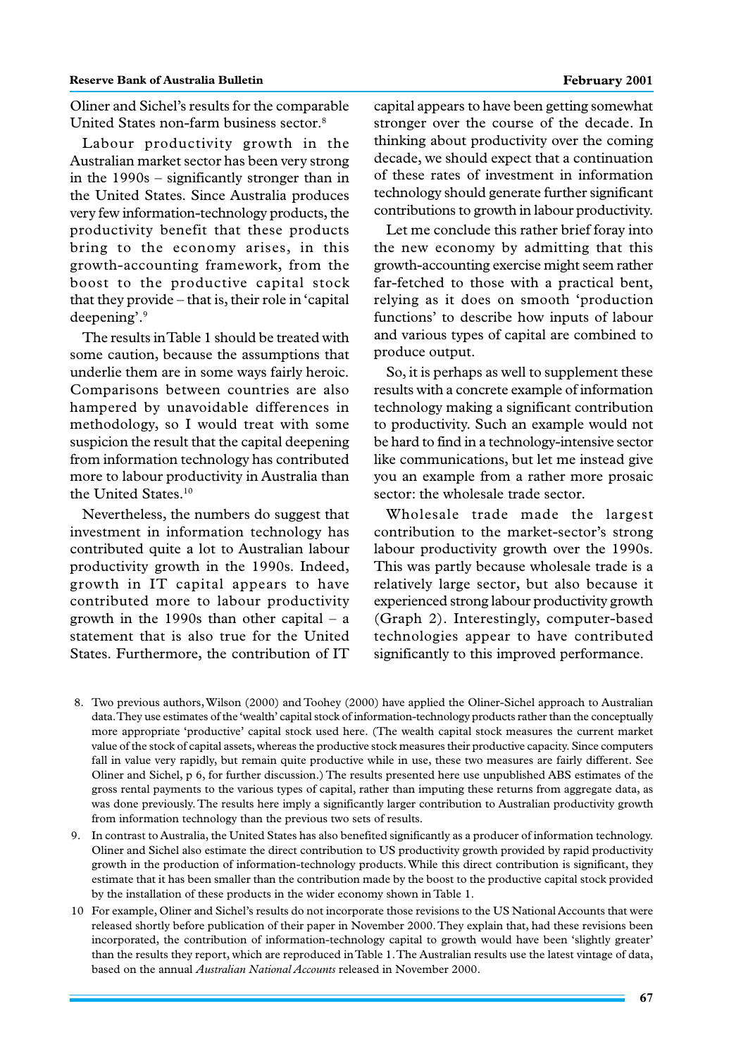Oliner and Sichel's results for the comparable United States non-farm business sector.[8]

Labour productivity growth in the Australian market sector has been very strong in the 1990s – significantly stronger than in the United States. Since Australia produces very few information-technology products, the productivity benefit that these products bring to the economy arises, in this growth-accounting framework, from the boost to the productive capital stock that they provide – that is, their role in 'capital deepening'.[9]

The results in Table 1 should be treated with some caution, because the assumptions that underlie them are in some ways fairly heroic. Comparisons between countries are also hampered by unavoidable differences in methodology, so I would treat with some suspicion the result that the capital deepening from information technology has contributed more to labour productivity in Australia than the United States.[10]

Nevertheless, the numbers do suggest that investment in information technology has contributed quite a lot to Australian labour productivity growth in the 1990s. Indeed, growth in IT capital appears to have contributed more to labour productivity growth in the 1990s than other capital – a statement that is also true for the United States. Furthermore, the contribution of IT capital appears to have been getting somewhat stronger over the course of the decade. In thinking about productivity over the coming decade, we should expect that a continuation of these rates of investment in information technology should generate further significant contributions to growth in labour productivity.

Let me conclude this rather brief foray into the new economy by admitting that this growth-accounting exercise might seem rather far-fetched to those with a practical bent, relying as it does on smooth 'production functions' to describe how inputs of labour and various types of capital are combined to produce output.

So, it is perhaps as well to supplement these results with a concrete example of information technology making a significant contribution to productivity. Such an example would not be hard to find in a technology-intensive sector like communications, but let me instead give you an example from a rather more prosaic sector: the wholesale trade sector.

Wholesale trade made the largest contribution to the market-sector's strong labour productivity growth over the 1990s. This was partly because wholesale trade is a relatively large sector, but also because it experienced strong labour productivity growth (Graph 2). Interestingly, computer-based technologies appear to have contributed significantly to this improved performance.

8. Two previous authors, Wilson (2000) and Toohey (2000) have applied the Oliner-Sichel approach to Australian data. They use estimates of the 'wealth' capital stock of information-technology products rather than the conceptually more appropriate 'productive' capital stock used here. (The wealth capital stock measures the current market value of the stock of capital assets, whereas the productive stock measures their productive capacity. Since computers fall in value very rapidly, but remain quite productive while in use, these two measures are fairly different. See Oliner and Sichel, p 6, for further discussion.) The results presented here use unpublished ABS estimates of the gross rental payments to the various types of capital, rather than imputing these returns from aggregate data, as was done previously. The results here imply a significantly larger contribution to Australian productivity growth from information technology than the previous two sets of results.

9. In contrast to Australia, the United States has also benefited significantly as a producer of information technology. Oliner and Sichel also estimate the direct contribution to US productivity growth provided by rapid productivity growth in the production of information-technology products. While this direct contribution is significant, they estimate that it has been smaller than the contribution made by the boost to the productive capital stock provided by the installation of these products in the wider economy shown in Table 1.

10 For example, Oliner and Sichel's results do not incorporate those revisions to the US National Accounts that were released shortly before publication of their paper in November 2000. They explain that, had these revisions been incorporated, the contribution of information-technology capital to growth would have been 'slightly greater' than the results they report, which are reproduced in Table 1. The Australian results use the latest vintage of data, based on the annual *Australian National Accounts* released in November 2000.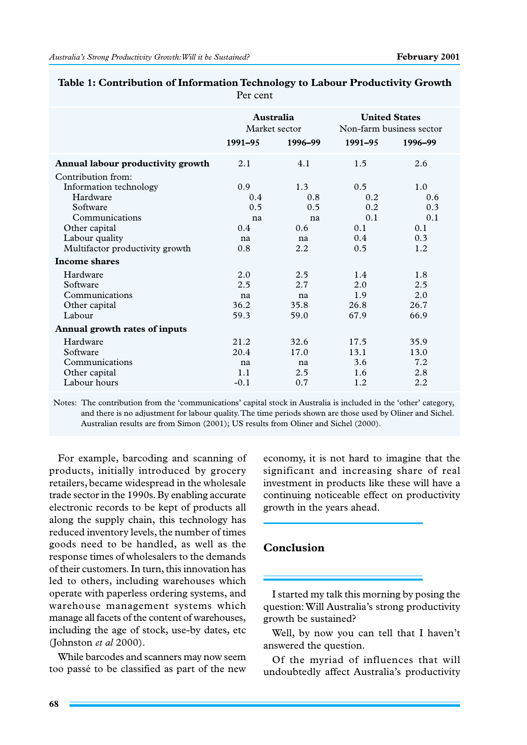**Table 1: Contribution of Information Technology to Labour Productivity Growth**
Per cent

| | Australia Market sector | | United States Non-farm business sector | |
|---|---|---|---|---|
| | 1991–95 | 1996–99 | 1991–95 | 1996–99 |
| **Annual labour productivity growth** | 2.1 | 4.1 | 1.5 | 2.6 |
| Contribution from: | | | | |
| Information technology | 0.9 | 1.3 | 0.5 | 1.0 |
| Hardware | 0.4 | 0.8 | 0.2 | 0.6 |
| Software | 0.5 | 0.5 | 0.2 | 0.3 |
| Communications | na | na | 0.1 | 0.1 |
| Other capital | 0.4 | 0.6 | 0.1 | 0.1 |
| Labour quality | na | na | 0.4 | 0.3 |
| Multifactor productivity growth | 0.8 | 2.2 | 0.5 | 1.2 |
| **Income shares** | | | | |
| Hardware | 2.0 | 2.5 | 1.4 | 1.8 |
| Software | 2.5 | 2.7 | 2.0 | 2.5 |
| Communications | na | na | 1.9 | 2.0 |
| Other capital | 36.2 | 35.8 | 26.8 | 26.7 |
| Labour | 59.3 | 59.0 | 67.9 | 66.9 |
| **Annual growth rates of inputs** | | | | |
| Hardware | 21.2 | 32.6 | 17.5 | 35.9 |
| Software | 20.4 | 17.0 | 13.1 | 13.0 |
| Communications | na | na | 3.6 | 7.2 |
| Other capital | 1.1 | 2.5 | 1.6 | 2.8 |
| Labour hours | -0.1 | 0.7 | 1.2 | 2.2 |

Notes: The contribution from the 'communications' capital stock in Australia is included in the 'other' category, and there is no adjustment for labour quality. The time periods shown are those used by Oliner and Sichel. Australian results are from Simon (2001); US results from Oliner and Sichel (2000).

For example, barcoding and scanning of products, initially introduced by grocery retailers, became widespread in the wholesale trade sector in the 1990s. By enabling accurate electronic records to be kept of products all along the supply chain, this technology has reduced inventory levels, the number of times goods need to be handled, as well as the response times of wholesalers to the demands of their customers. In turn, this innovation has led to others, including warehouses which operate with paperless ordering systems, and warehouse management systems which manage all facets of the content of warehouses, including the age of stock, use-by dates, etc (Johnston *et al* 2000).

While barcodes and scanners may now seem too passé to be classified as part of the new economy, it is not hard to imagine that the significant and increasing share of real investment in products like these will have a continuing noticeable effect on productivity growth in the years ahead.

## Conclusion

I started my talk this morning by posing the question: Will Australia's strong productivity growth be sustained?

Well, by now you can tell that I haven't answered the question.

Of the myriad of influences that will undoubtedly affect Australia's productivity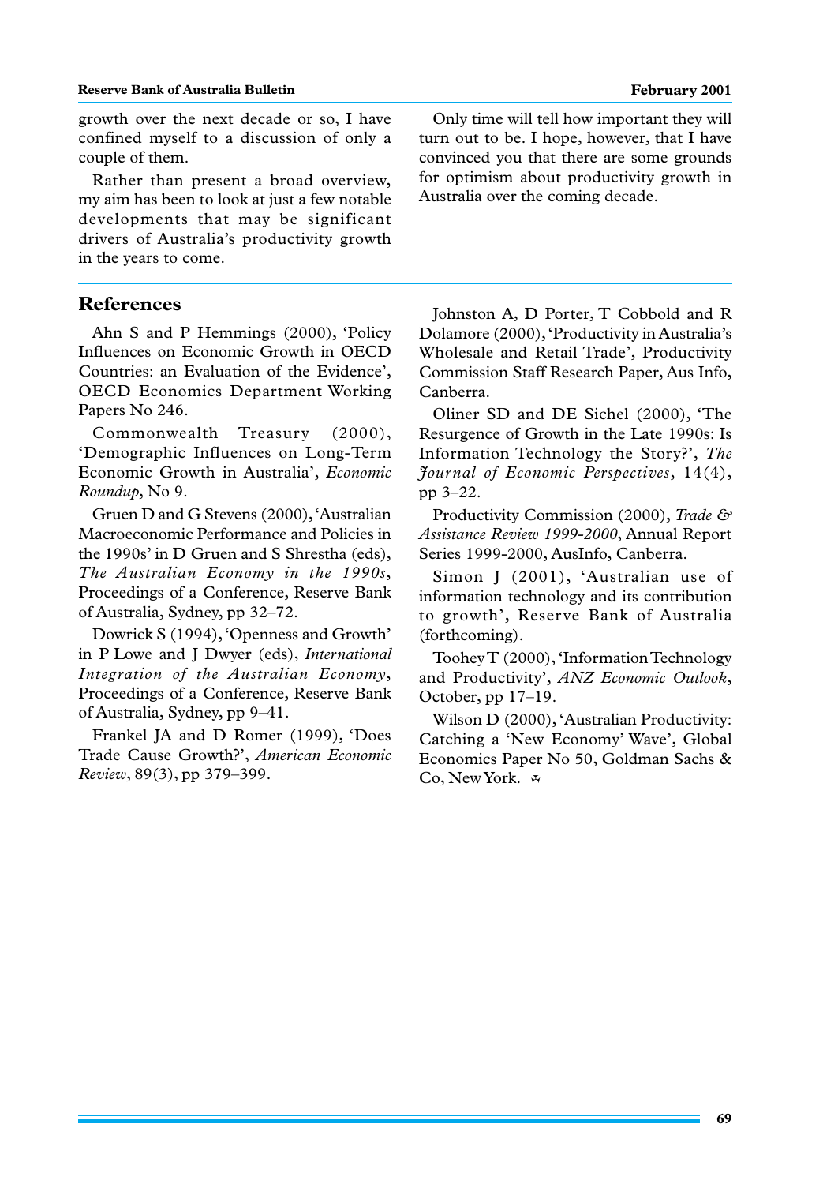growth over the next decade or so, I have confined myself to a discussion of only a couple of them.

Rather than present a broad overview, my aim has been to look at just a few notable developments that may be significant drivers of Australia's productivity growth in the years to come.

Only time will tell how important they will turn out to be. I hope, however, that I have convinced you that there are some grounds for optimism about productivity growth in Australia over the coming decade.

## References

Ahn S and P Hemmings (2000), 'Policy Influences on Economic Growth in OECD Countries: an Evaluation of the Evidence', OECD Economics Department Working Papers No 246.

Commonwealth Treasury (2000), 'Demographic Influences on Long-Term Economic Growth in Australia', *Economic Roundup*, No 9.

Gruen D and G Stevens (2000), 'Australian Macroeconomic Performance and Policies in the 1990s' in D Gruen and S Shrestha (eds), *The Australian Economy in the 1990s*, Proceedings of a Conference, Reserve Bank of Australia, Sydney, pp 32–72.

Dowrick S (1994), 'Openness and Growth' in P Lowe and J Dwyer (eds), *International Integration of the Australian Economy*, Proceedings of a Conference, Reserve Bank of Australia, Sydney, pp 9–41.

Frankel JA and D Romer (1999), 'Does Trade Cause Growth?', *American Economic Review*, 89(3), pp 379–399.

Johnston A, D Porter, T Cobbold and R Dolamore (2000), 'Productivity in Australia's Wholesale and Retail Trade', Productivity Commission Staff Research Paper, Aus Info, Canberra.

Oliner SD and DE Sichel (2000), 'The Resurgence of Growth in the Late 1990s: Is Information Technology the Story?', *The Journal of Economic Perspectives*, 14(4), pp 3–22.

Productivity Commission (2000), *Trade & Assistance Review 1999-2000*, Annual Report Series 1999-2000, AusInfo, Canberra.

Simon J (2001), 'Australian use of information technology and its contribution to growth', Reserve Bank of Australia (forthcoming).

Toohey T (2000), 'Information Technology and Productivity', *ANZ Economic Outlook*, October, pp 17–19.

Wilson D (2000), 'Australian Productivity: Catching a 'New Economy' Wave', Global Economics Paper No 50, Goldman Sachs & Co, New York.